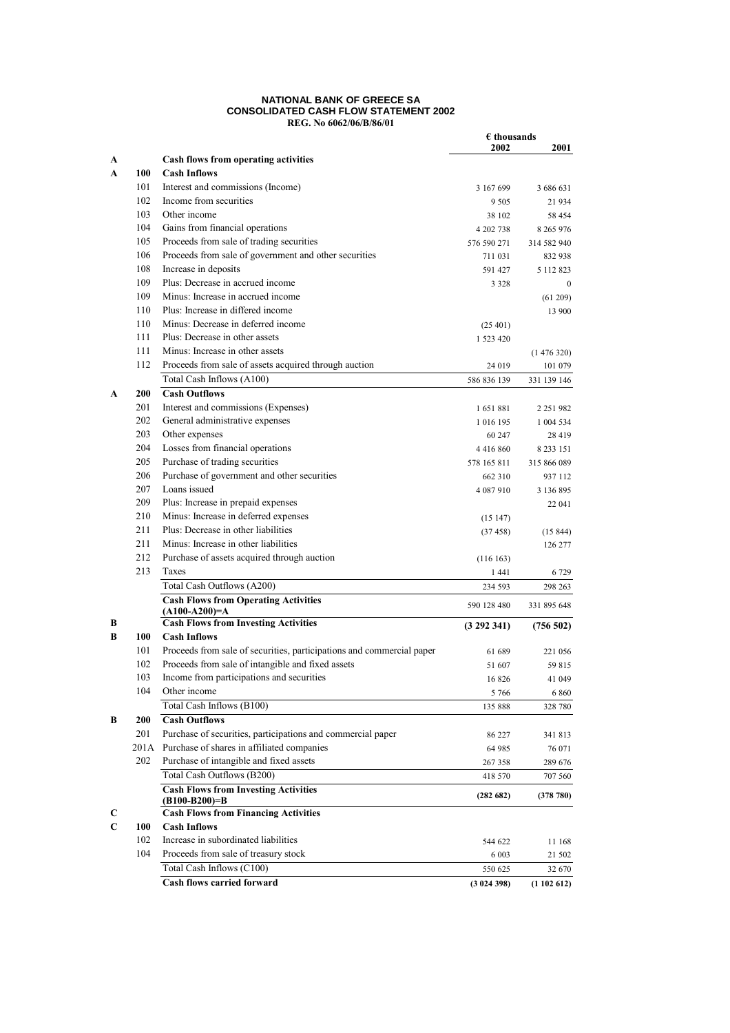**NATIONAL BANK OF GREECE SA**
**CONSOLIDATED CASH FLOW STATEMENT 2002**
**REG. No 6062/06/B/86/01**

| | | | € thousands 2002 | 2001 |
|---|---|---|---|---|
| **A** | | **Cash flows from operating activities** | | |
| **A** | **100** | **Cash Inflows** | | |
| | 101 | Interest and commissions (Income) | 3 167 699 | 3 686 631 |
| | 102 | Income from securities | 9 505 | 21 934 |
| | 103 | Other income | 38 102 | 58 454 |
| | 104 | Gains from financial operations | 4 202 738 | 8 265 976 |
| | 105 | Proceeds from sale of trading securities | 576 590 271 | 314 582 940 |
| | 106 | Proceeds from sale of government and other securities | 711 031 | 832 938 |
| | 108 | Increase in deposits | 591 427 | 5 112 823 |
| | 109 | Plus: Decrease in accrued income | 3 328 | 0 |
| | 109 | Minus: Increase in accrued income | | (61 209) |
| | 110 | Plus: Increase in differed income | | 13 900 |
| | 110 | Minus: Decrease in deferred income | (25 401) | |
| | 111 | Plus: Decrease in other assets | 1 523 420 | |
| | 111 | Minus: Increase in other assets | | (1 476 320) |
| | 112 | Proceeds from sale of assets acquired through auction | 24 019 | 101 079 |
| | | Total Cash Inflows (A100) | 586 836 139 | 331 139 146 |
| **A** | **200** | **Cash Outflows** | | |
| | 201 | Interest and commissions (Expenses) | 1 651 881 | 2 251 982 |
| | 202 | General administrative expenses | 1 016 195 | 1 004 534 |
| | 203 | Other expenses | 60 247 | 28 419 |
| | 204 | Losses from financial operations | 4 416 860 | 8 233 151 |
| | 205 | Purchase of trading securities | 578 165 811 | 315 866 089 |
| | 206 | Purchase of government and other securities | 662 310 | 937 112 |
| | 207 | Loans issued | 4 087 910 | 3 136 895 |
| | 209 | Plus: Increase in prepaid expenses | | 22 041 |
| | 210 | Minus: Increase in deferred expenses | (15 147) | |
| | 211 | Plus: Decrease in other liabilities | (37 458) | (15 844) |
| | 211 | Minus: Increase in other liabilities | | 126 277 |
| | 212 | Purchase of assets acquired through auction | (116 163) | |
| | 213 | Taxes | 1 441 | 6 729 |
| | | Total Cash Outflows (A200) | 234 593 | 298 263 |
| | | **Cash Flows from Operating Activities (A100-A200)=A** | 590 128 480 | 331 895 648 |
| **B** | | **Cash Flows from Investing Activities** | **(3 292 341)** | **(756 502)** |
| **B** | **100** | **Cash Inflows** | | |
| | 101 | Proceeds from sale of securities, participations and commercial paper | 61 689 | 221 056 |
| | 102 | Proceeds from sale of intangible and fixed assets | 51 607 | 59 815 |
| | 103 | Income from participations and securities | 16 826 | 41 049 |
| | 104 | Other income | 5 766 | 6 860 |
| | | Total Cash Inflows (B100) | 135 888 | 328 780 |
| **B** | **200** | **Cash Outflows** | | |
| | 201 | Purchase of securities, participations and commercial paper | 86 227 | 341 813 |
| | 201A | Purchase of shares in affiliated companies | 64 985 | 76 071 |
| | 202 | Purchase of intangible and fixed assets | 267 358 | 289 676 |
| | | Total Cash Outflows (B200) | 418 570 | 707 560 |
| | | **Cash Flows from Investing Activities (B100-B200)=B** | **(282 682)** | **(378 780)** |
| **C** | | **Cash Flows from Financing Activities** | | |
| **C** | **100** | **Cash Inflows** | | |
| | 102 | Increase in subordinated liabilities | 544 622 | 11 168 |
| | 104 | Proceeds from sale of treasury stock | 6 003 | 21 502 |
| | | Total Cash Inflows (C100) | 550 625 | 32 670 |
| | | **Cash flows carried forward** | **(3 024 398)** | **(1 102 612)** |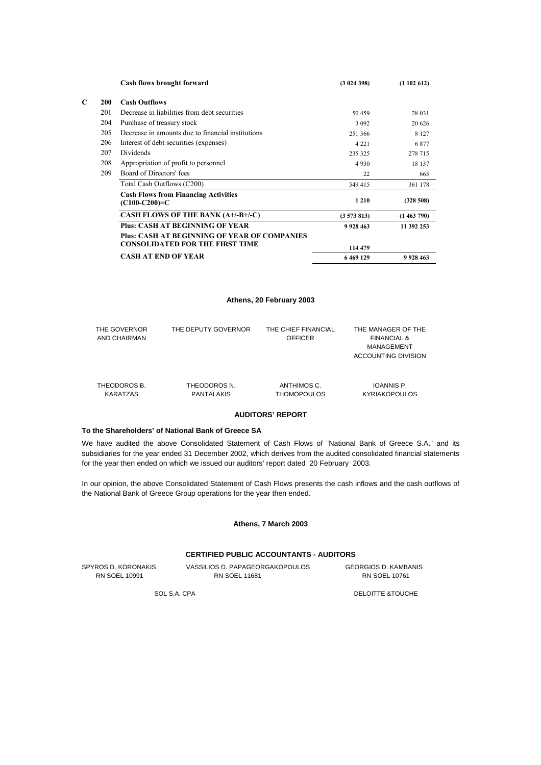| | | | | |
|---|---|---|---|---|
| | | **Cash flows brought forward** | **(3 024 398)** | **(1 102 612)** |
| **C** | **200** | **Cash Outflows** | | |
| | 201 | Decrease in liabilities from debt securities | 50 459 | 28 031 |
| | 204 | Purchase of treasury stock | 3 092 | 20 626 |
| | 205 | Decrease in amounts due to financial institutions | 251 366 | 8 127 |
| | 206 | Interest of debt securities (expenses) | 4 221 | 6 877 |
| | 207 | Dividends | 235 325 | 278 715 |
| | 208 | Appropriation of profit to personnel | 4 930 | 18 137 |
| | 209 | Board of Directors' fees | 22 | 665 |
| | | Total Cash Outflows (C200) | 549 415 | 361 178 |
| | | **Cash Flows from Financing Activities (C100-C200)=C** | **1 210** | **(328 508)** |
| | | **CASH FLOWS OF THE BANK (A+/-B+/-C)** | **(3 573 813)** | **(1 463 790)** |
| | | **Plus: CASH AT BEGINNING OF YEAR** | **9 928 463** | **11 392 253** |
| | | **Plus: CASH AT BEGINNING OF YEAR OF COMPANIES CONSOLIDATED FOR THE FIRST TIME** | **114 479** | |
| | | **CASH AT END OF YEAR** | **6 469 129** | **9 928 463** |

**Athens, 20 February 2003**

| THE GOVERNOR AND CHAIRMAN | THE DEPUTY GOVERNOR | THE CHIEF FINANCIAL OFFICER | THE MANAGER OF THE FINANCIAL & MANAGEMENT ACCOUNTING DIVISION |
|---|---|---|---|
| THEODOROS B. KARATZAS | THEODOROS N. PANTALAKIS | ANTHIMOS C. THOMOPOULOS | IOANNIS P. KYRIAKOPOULOS |

## AUDITORS' REPORT

**To the Shareholders' of National Bank of Greece SA**

We have audited the above Consolidated Statement of Cash Flows of ¨National Bank of Greece S.A.¨ and its subsidiaries for the year ended 31 December 2002, which derives from the audited consolidated financial statements for the year then ended on which we issued our auditors' report dated 20 February 2003.

In our opinion, the above Consolidated Statement of Cash Flows presents the cash inflows and the cash outflows of the National Bank of Greece Group operations for the year then ended.

**Athens, 7 March 2003**

**CERTIFIED PUBLIC ACCOUNTANTS - AUDITORS**

| SPYROS D. KORONAKIS | VASSILIOS D. PAPAGEORGAKOPOULOS | GEORGIOS D. KAMBANIS |
|---|---|---|
| RN SOEL 10991 | RN SOEL 11681 | RN SOEL 10761 |
| SOL S.A. CPA | | DELOITTE &TOUCHE |